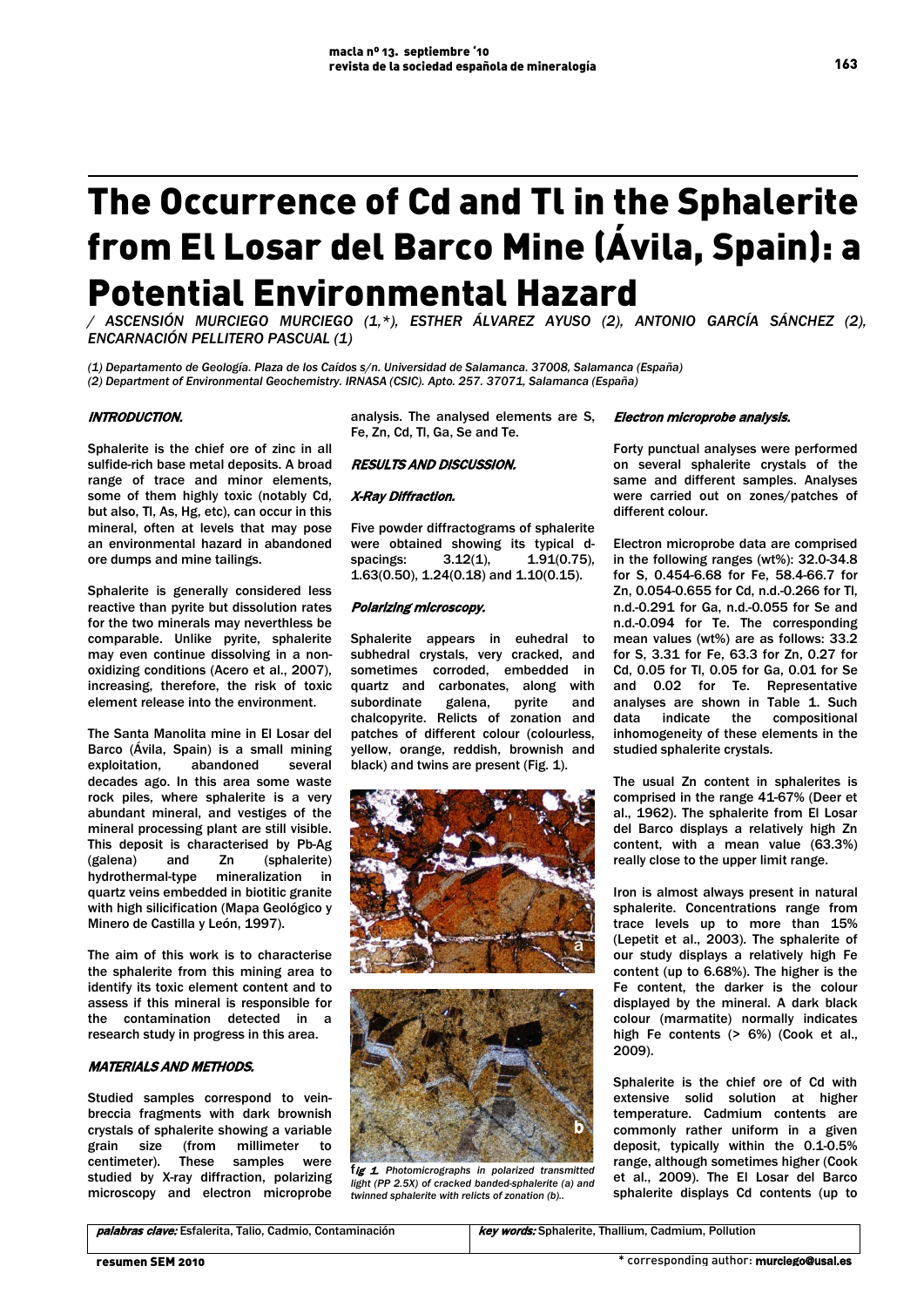# The Occurrence of Cd and Tl in the Sphalerite from El Losar del Barco Mine (Ávila, Spain): a Potential Environmental Hazard

/ ASCENSIÓN MURCIEGO MURCIEGO (1,*), ESTHER ÁLVAREZ AYUSO (2), ANTONIO GARCÍA SÁNCHEZ (2), ENCARNACIÓN PELLITERO PASCUAL (1)

(1) Departamento de Geología. Plaza de los Caídos s/n. Universidad de Salamanca. 37008, Salamanca (España)
(2) Department of Environmental Geochemistry. IRNASA (CSIC). Apto. 257. 37071, Salamanca (España)

## INTRODUCTION.

Sphalerite is the chief ore of zinc in all sulfide-rich base metal deposits. A broad range of trace and minor elements, some of them highly toxic (notably Cd, but also, Tl, As, Hg, etc), can occur in this mineral, often at levels that may pose an environmental hazard in abandoned ore dumps and mine tailings.

Sphalerite is generally considered less reactive than pyrite but dissolution rates for the two minerals may neverthless be comparable. Unlike pyrite, sphalerite may even continue dissolving in a non-oxidizing conditions (Acero et al., 2007), increasing, therefore, the risk of toxic element release into the environment.

The Santa Manolita mine in El Losar del Barco (Ávila, Spain) is a small mining exploitation, abandoned several decades ago. In this area some waste rock piles, where sphalerite is a very abundant mineral, and vestiges of the mineral processing plant are still visible. This deposit is characterised by Pb-Ag (galena) and Zn (sphalerite) hydrothermal-type mineralization in quartz veins embedded in biotitic granite with high silicification (Mapa Geológico y Minero de Castilla y León, 1997).

The aim of this work is to characterise the sphalerite from this mining area to identify its toxic element content and to assess if this mineral is responsible for the contamination detected in a research study in progress in this area.

## MATERIALS AND METHODS.

Studied samples correspond to vein-breccia fragments with dark brownish crystals of sphalerite showing a variable grain size (from millimeter to centimeter). These samples were studied by X-ray diffraction, polarizing microscopy and electron microprobe analysis. The analysed elements are S, Fe, Zn, Cd, Tl, Ga, Se and Te.

## RESULTS AND DISCUSSION.

### X-Ray Diffraction.

Five powder diffractograms of sphalerite were obtained showing its typical d-spacings: 3.12(1), 1.91(0.75), 1.63(0.50), 1.24(0.18) and 1.10(0.15).

### Polarizing microscopy.

Sphalerite appears in euhedral to subhedral crystals, very cracked, and sometimes corroded, embedded in quartz and carbonates, along with subordinate galena, pyrite and chalcopyrite. Relicts of zonation and patches of different colour (colourless, yellow, orange, reddish, brownish and black) and twins are present (Fig. 1).

fig 1. Photomicrographs in polarized transmitted light (PP 2.5X) of cracked banded-sphalerite (a) and twinned sphalerite with relicts of zonation (b)..

### Electron microprobe analysis.

Forty punctual analyses were performed on several sphalerite crystals of the same and different samples. Analyses were carried out on zones/patches of different colour.

Electron microprobe data are comprised in the following ranges (wt%): 32.0-34.8 for S, 0.454-6.68 for Fe, 58.4-66.7 for Zn, 0.054-0.655 for Cd, n.d.-0.266 for Tl, n.d.-0.291 for Ga, n.d.-0.055 for Se and n.d.-0.094 for Te. The corresponding mean values (wt%) are as follows: 33.2 for S, 3.31 for Fe, 63.3 for Zn, 0.27 for Cd, 0.05 for Tl, 0.05 for Ga, 0.01 for Se and 0.02 for Te. Representative analyses are shown in Table 1. Such data indicate the compositional inhomogeneity of these elements in the studied sphalerite crystals.

The usual Zn content in sphalerites is comprised in the range 41-67% (Deer et al., 1962). The sphalerite from El Losar del Barco displays a relatively high Zn content, with a mean value (63.3%) really close to the upper limit range.

Iron is almost always present in natural sphalerite. Concentrations range from trace levels up to more than 15% (Lepetit et al., 2003). The sphalerite of our study displays a relatively high Fe content (up to 6.68%). The higher is the Fe content, the darker is the colour displayed by the mineral. A dark black colour (marmatite) normally indicates high Fe contents (> 6%) (Cook et al., 2009).

Sphalerite is the chief ore of Cd with extensive solid solution at higher temperature. Cadmium contents are commonly rather uniform in a given deposit, typically within the 0.1-0.5% range, although sometimes higher (Cook et al., 2009). The El Losar del Barco sphalerite displays Cd contents (up to

| palabras clave: Esfalerita, Talio, Cadmio, Contaminación | key words: Sphalerite, Thallium, Cadmium, Pollution |
| --- | --- |

* corresponding author: murciego@usal.es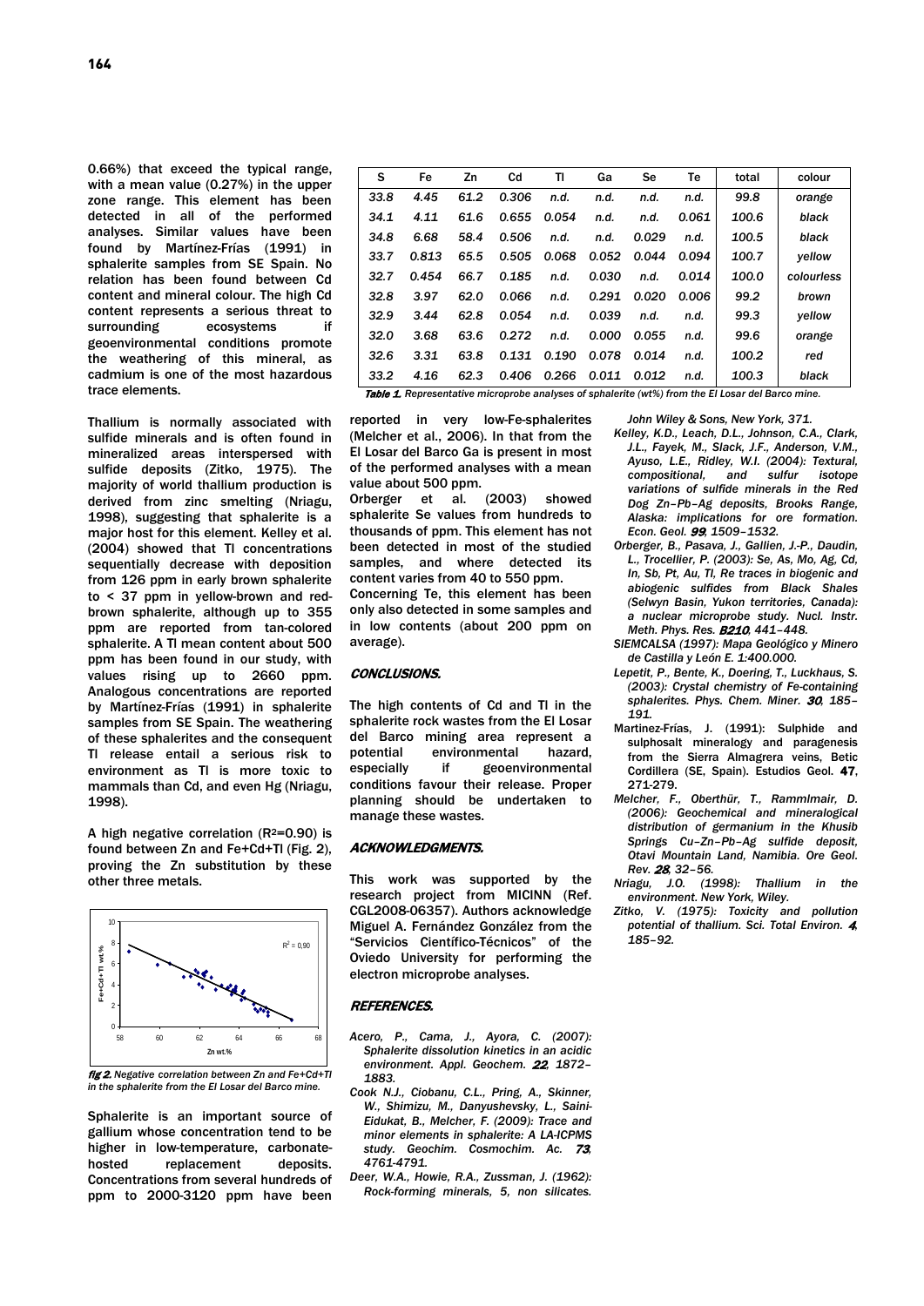0.66%) that exceed the typical range, with a mean value (0.27%) in the upper zone range. This element has been detected in all of the performed analyses. Similar values have been found by Martínez-Frías (1991) in sphalerite samples from SE Spain. No relation has been found between Cd content and mineral colour. The high Cd content represents a serious threat to surrounding ecosystems if geoenvironmental conditions promote the weathering of this mineral, as cadmium is one of the most hazardous trace elements.

Thallium is normally associated with sulfide minerals and is often found in mineralized areas interspersed with sulfide deposits (Zitko, 1975). The majority of world thallium production is derived from zinc smelting (Nriagu, 1998), suggesting that sphalerite is a major host for this element. Kelley et al. (2004) showed that Tl concentrations sequentially decrease with deposition from 126 ppm in early brown sphalerite to < 37 ppm in yellow-brown and red-brown sphalerite, although up to 355 ppm are reported from tan-colored sphalerite. A Tl mean content about 500 ppm has been found in our study, with values rising up to 2660 ppm. Analogous concentrations are reported by Martínez-Frías (1991) in sphalerite samples from SE Spain. The weathering of these sphalerites and the consequent Tl release entail a serious risk to environment as Tl is more toxic to mammals than Cd, and even Hg (Nriagu, 1998).

A high negative correlation ($R^2$=0.90) is found between Zn and Fe+Cd+Tl (Fig. 2), proving the Zn substitution by these other three metals.

10
8
6
4
2
0
58 60 62 64 66 68
Fe+Cd+Tl wt.%
Zn wt.%
$R^2 = 0,90$

*fig 2. Negative correlation between Zn and Fe+Cd+Tl in the sphalerite from the El Losar del Barco mine.*

Sphalerite is an important source of gallium whose concentration tend to be higher in low-temperature, carbonate-hosted replacement deposits. Concentrations from several hundreds of ppm to 2000-3120 ppm have been reported in very low-Fe-sphalerites (Melcher et al., 2006). In that from the El Losar del Barco Ga is present in most of the performed analyses with a mean value about 500 ppm.

Orberger et al. (2003) showed sphalerite Se values from hundreds to thousands of ppm. This element has not been detected in most of the studied samples, and where detected its content varies from 40 to 550 ppm.

Concerning Te, this element has been only also detected in some samples and in low contents (about 200 ppm on average).

| S | Fe | Zn | Cd | Tl | Ga | Se | Te | total | colour |
|---|---|---|---|---|---|---|---|---|---|
| 33.8 | 4.45 | 61.2 | 0.306 | n.d. | n.d. | n.d. | n.d. | 99.8 | orange |
| 34.1 | 4.11 | 61.6 | 0.655 | 0.054 | n.d. | n.d. | 0.061 | 100.6 | black |
| 34.8 | 6.68 | 58.4 | 0.506 | n.d. | n.d. | 0.029 | n.d. | 100.5 | black |
| 33.7 | 0.813 | 65.5 | 0.505 | 0.068 | 0.052 | 0.044 | 0.094 | 100.7 | yellow |
| 32.7 | 0.454 | 66.7 | 0.185 | n.d. | 0.030 | n.d. | 0.014 | 100.0 | colourless |
| 32.8 | 3.97 | 62.0 | 0.066 | n.d. | 0.291 | 0.020 | 0.006 | 99.2 | brown |
| 32.9 | 3.44 | 62.8 | 0.054 | n.d. | 0.039 | n.d. | n.d. | 99.3 | yellow |
| 32.0 | 3.68 | 63.6 | 0.272 | n.d. | 0.000 | 0.055 | n.d. | 99.6 | orange |
| 32.6 | 3.31 | 63.8 | 0.131 | 0.190 | 0.078 | 0.014 | n.d. | 100.2 | red |
| 33.2 | 4.16 | 62.3 | 0.406 | 0.266 | 0.011 | 0.012 | n.d. | 100.3 | black |

*Table 1. Representative microprobe analyses of sphalerite (wt%) from the El Losar del Barco mine.*

## CONCLUSIONS.

The high contents of Cd and Tl in the sphalerite rock wastes from the El Losar del Barco mining area represent a potential environmental hazard, especially if geoenvironmental conditions favour their release. Proper planning should be undertaken to manage these wastes.

## ACKNOWLEDGMENTS.

This work was supported by the research project from MICINN (Ref. CGL2008-06357). Authors acknowledge Miguel A. Fernández González from the "Servicios Científico-Técnicos" of the Oviedo University for performing the electron microprobe analyses.

## REFERENCES.

*Acero, P., Cama, J., Ayora, C. (2007): Sphalerite dissolution kinetics in an acidic environment. Appl. Geochem. **22**, 1872–1883.*

*Cook N.J., Ciobanu, C.L., Pring, A., Skinner, W., Shimizu, M., Danyushevsky, L., Saini-Eidukat, B., Melcher, F. (2009): Trace and minor elements in sphalerite: A LA-ICPMS study. Geochim. Cosmochim. Ac. **73**, 4761-4791.*

*Deer, W.A., Howie, R.A., Zussman, J. (1962): Rock-forming minerals, 5, non silicates. John Wiley & Sons, New York, 371.*

*Kelley, K.D., Leach, D.L., Johnson, C.A., Clark, J.L., Fayek, M., Slack, J.F., Anderson, V.M., Ayuso, L.E., Ridley, W.I. (2004): Textural, compositional, and sulfur isotope variations of sulfide minerals in the Red Dog Zn–Pb–Ag deposits, Brooks Range, Alaska: implications for ore formation. Econ. Geol. **99**, 1509–1532.*

*Orberger, B., Pasava, J., Gallien, J.-P., Daudin, L., Trocellier, P. (2003): Se, As, Mo, Ag, Cd, In, Sb, Pt, Au, Tl, Re traces in biogenic and abiogenic sulfides from Black Shales (Selwyn Basin, Yukon territories, Canada): a nuclear microprobe study. Nucl. Instr. Meth. Phys. Res. **B210**, 441–448.*

*SIEMCALSA (1997): Mapa Geológico y Minero de Castilla y León E. 1:400.000.*

*Lepetit, P., Bente, K., Doering, T., Luckhaus, S. (2003): Crystal chemistry of Fe-containing sphalerites. Phys. Chem. Miner. **30**, 185–191.*

Martinez-Frías, J. (1991): Sulphide and sulphosalt mineralogy and paragenesis from the Sierra Almagrera veins, Betic Cordillera (SE, Spain). Estudios Geol. **47**, 271-279.

*Melcher, F., Oberthür, T., Rammlmair, D. (2006): Geochemical and mineralogical distribution of germanium in the Khusib Springs Cu–Zn–Pb–Ag sulfide deposit, Otavi Mountain Land, Namibia. Ore Geol. Rev. **28**, 32–56.*

*Nriagu, J.O. (1998): Thallium in the environment. New York, Wiley.*

*Zitko, V. (1975): Toxicity and pollution potential of thallium. Sci. Total Environ. **4**, 185–92.*